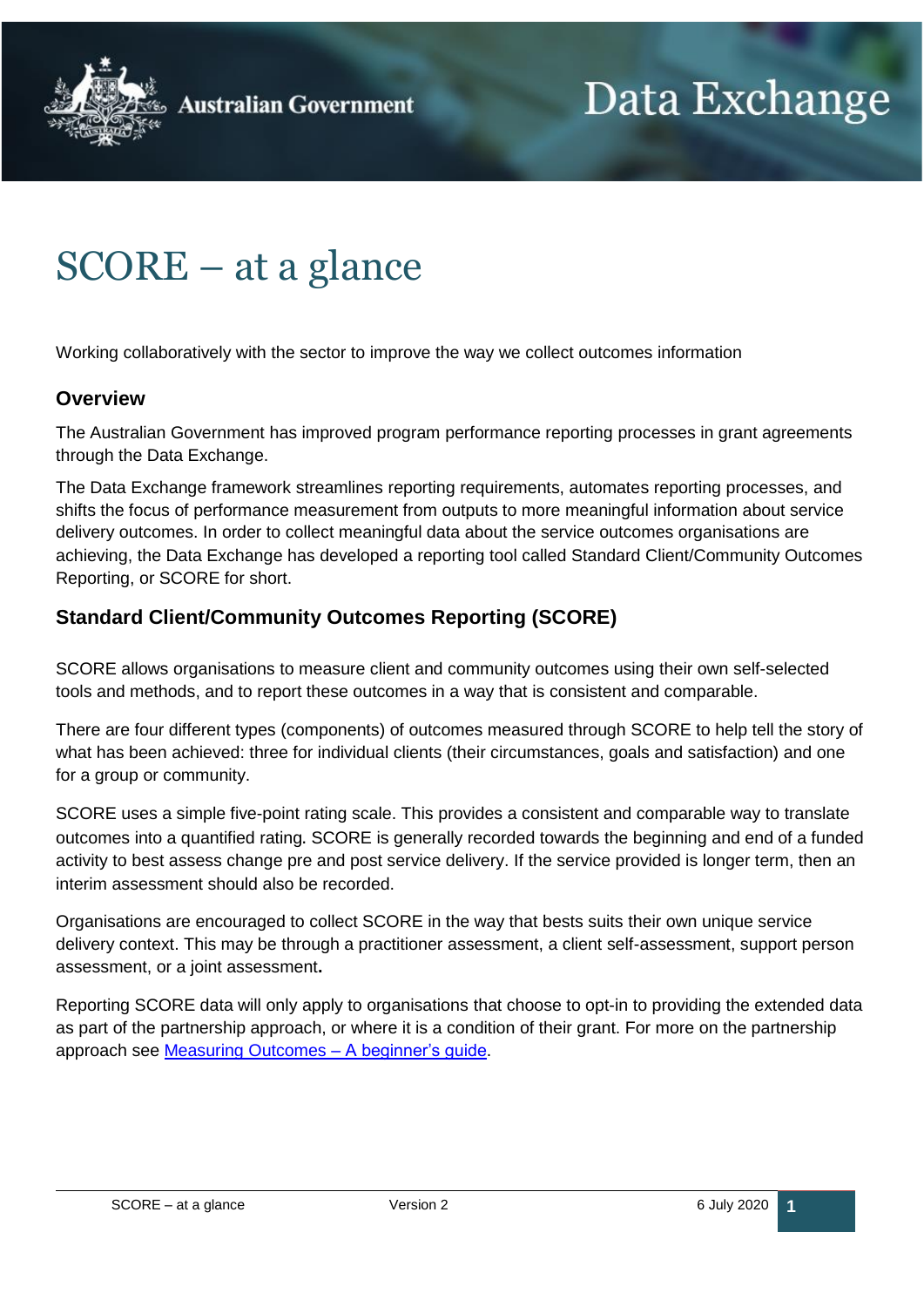# SCORE – at a glance

Working collaboratively with the sector to improve the way we collect outcomes information

## Overview

The Australian Government has improved program performance reporting processes in grant agreements through the Data Exchange.

The Data Exchange framework streamlines reporting requirements, automates reporting processes, and shifts the focus of performance measurement from outputs to more meaningful information about service delivery outcomes. In order to collect meaningful data about the service outcomes organisations are achieving, the Data Exchange has developed a reporting tool called Standard Client/Community Outcomes Reporting, or SCORE for short.

## Standard Client/Community Outcomes Reporting (SCORE)

SCORE allows organisations to measure client and community outcomes using their own self-selected tools and methods, and to report these outcomes in a way that is consistent and comparable.

There are four different types (components) of outcomes measured through SCORE to help tell the story of what has been achieved: three for individual clients (their circumstances, goals and satisfaction) and one for a group or community.

SCORE uses a simple five-point rating scale. This provides a consistent and comparable way to translate outcomes into a quantified rating. SCORE is generally recorded towards the beginning and end of a funded activity to best assess change pre and post service delivery. If the service provided is longer term, then an interim assessment should also be recorded.

Organisations are encouraged to collect SCORE in the way that bests suits their own unique service delivery context. This may be through a practitioner assessment, a client self-assessment, support person assessment, or a joint assessment**.**

Reporting SCORE data will only apply to organisations that choose to opt-in to providing the extended data as part of the partnership approach, or where it is a condition of their grant. For more on the partnership approach see [Measuring Outcomes – A beginner's guide](#).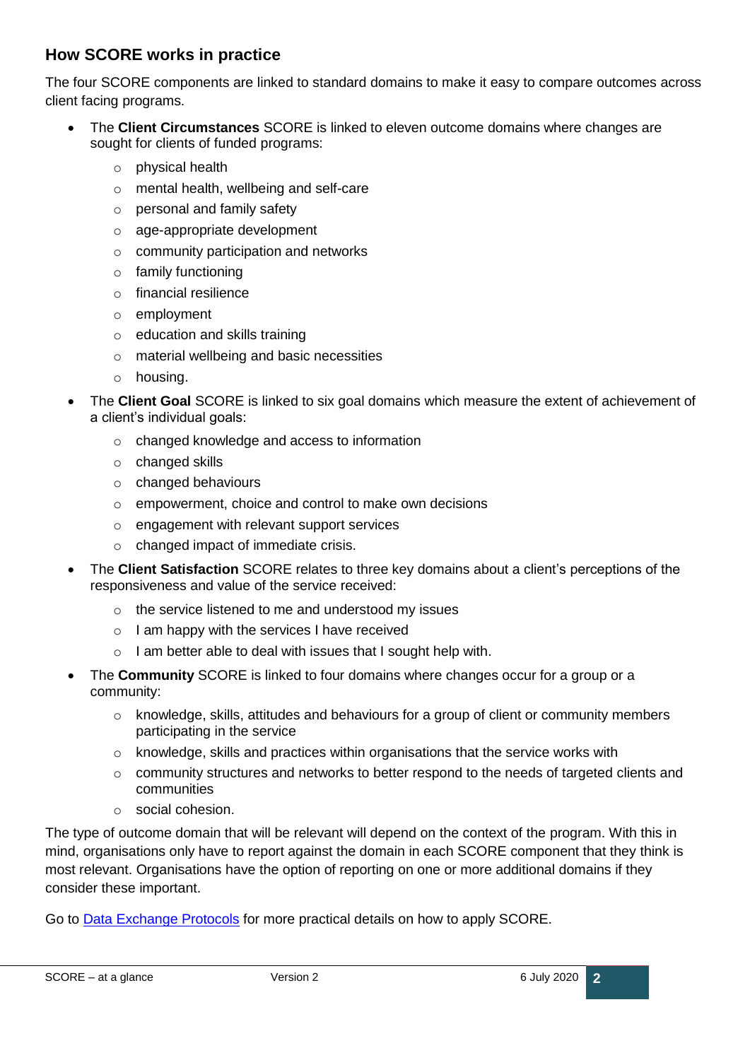## How SCORE works in practice

The four SCORE components are linked to standard domains to make it easy to compare outcomes across client facing programs.

- The **Client Circumstances** SCORE is linked to eleven outcome domains where changes are sought for clients of funded programs:
  - physical health
  - mental health, wellbeing and self-care
  - personal and family safety
  - age-appropriate development
  - community participation and networks
  - family functioning
  - financial resilience
  - employment
  - education and skills training
  - material wellbeing and basic necessities
  - housing.
- The **Client Goal** SCORE is linked to six goal domains which measure the extent of achievement of a client's individual goals:
  - changed knowledge and access to information
  - changed skills
  - changed behaviours
  - empowerment, choice and control to make own decisions
  - engagement with relevant support services
  - changed impact of immediate crisis.
- The **Client Satisfaction** SCORE relates to three key domains about a client's perceptions of the responsiveness and value of the service received:
  - the service listened to me and understood my issues
  - I am happy with the services I have received
  - I am better able to deal with issues that I sought help with.
- The **Community** SCORE is linked to four domains where changes occur for a group or a community:
  - knowledge, skills, attitudes and behaviours for a group of client or community members participating in the service
  - knowledge, skills and practices within organisations that the service works with
  - community structures and networks to better respond to the needs of targeted clients and communities
  - social cohesion.

The type of outcome domain that will be relevant will depend on the context of the program. With this in mind, organisations only have to report against the domain in each SCORE component that they think is most relevant. Organisations have the option of reporting on one or more additional domains if they consider these important.

Go to Data Exchange Protocols for more practical details on how to apply SCORE.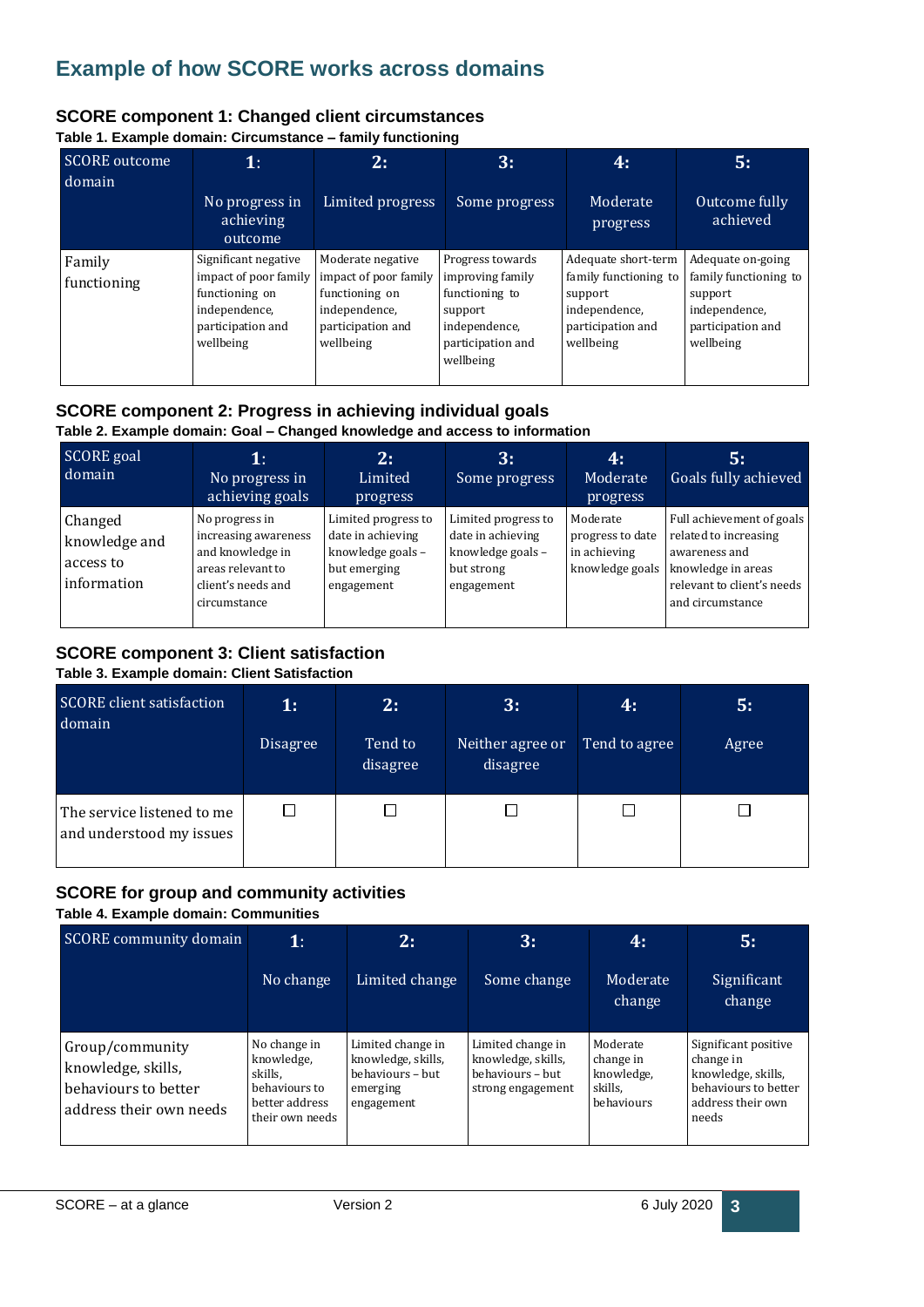# Example of how SCORE works across domains

## SCORE component 1: Changed client circumstances

**Table 1. Example domain: Circumstance – family functioning**

| SCORE outcome domain | 1: No progress in achieving outcome | 2: Limited progress | 3: Some progress | 4: Moderate progress | 5: Outcome fully achieved |
|---|---|---|---|---|---|
| Family functioning | Significant negative impact of poor family functioning on independence, participation and wellbeing | Moderate negative impact of poor family functioning on independence, participation and wellbeing | Progress towards improving family functioning to support independence, participation and wellbeing | Adequate short-term family functioning to support independence, participation and wellbeing | Adequate on-going family functioning to support independence, participation and wellbeing |

## SCORE component 2: Progress in achieving individual goals

**Table 2. Example domain: Goal – Changed knowledge and access to information**

| SCORE goal domain | 1: No progress in achieving goals | 2: Limited progress | 3: Some progress | 4: Moderate progress | 5: Goals fully achieved |
|---|---|---|---|---|---|
| Changed knowledge and access to information | No progress in increasing awareness and knowledge in areas relevant to client's needs and circumstance | Limited progress to date in achieving knowledge goals – but emerging engagement | Limited progress to date in achieving knowledge goals – but strong engagement | Moderate progress to date in achieving knowledge goals | Full achievement of goals related to increasing awareness and knowledge in areas relevant to client's needs and circumstance |

## SCORE component 3: Client satisfaction

**Table 3. Example domain: Client Satisfaction**

| SCORE client satisfaction domain | 1: Disagree | 2: Tend to disagree | 3: Neither agree or disagree | 4: Tend to agree | 5: Agree |
|---|---|---|---|---|---|
| The service listened to me and understood my issues | ☐ | ☐ | ☐ | ☐ | ☐ |

## SCORE for group and community activities

**Table 4. Example domain: Communities**

| SCORE community domain | 1: No change | 2: Limited change | 3: Some change | 4: Moderate change | 5: Significant change |
|---|---|---|---|---|---|
| Group/community knowledge, skills, behaviours to better address their own needs | No change in knowledge, skills, behaviours to better address their own needs | Limited change in knowledge, skills, behaviours – but emerging engagement | Limited change in knowledge, skills, behaviours – but strong engagement | Moderate change in knowledge, skills, behaviours | Significant positive change in knowledge, skills, behaviours to better address their own needs |